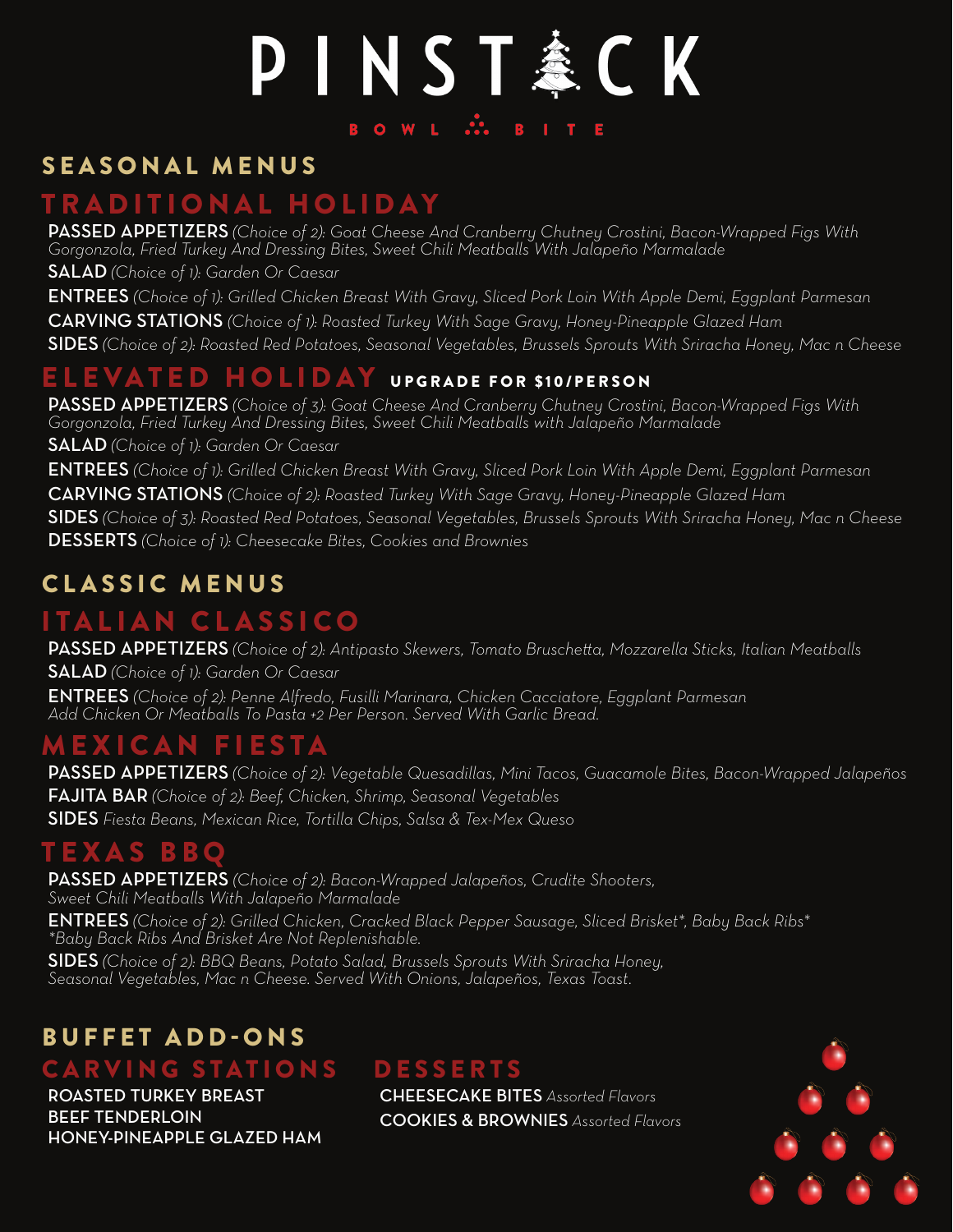# PINSTACK

BOWL ∴ BITE

## SEASONAL MENUS

### TRADITIONAL HOLIDAY

**PASSED APPETIZERS** *(Choice of 2): Goat Cheese And Cranberry Chutney Crostini, Bacon-Wrapped Figs With Gorgonzola, Fried Turkey And Dressing Bites, Sweet Chili Meatballs With Jalapeño Marmalade*

**SALAD** *(Choice of 1): Garden Or Caesar*

**ENTREES** *(Choice of 1): Grilled Chicken Breast With Gravy, Sliced Pork Loin With Apple Demi, Eggplant Parmesan*

**CARVING STATIONS** *(Choice of 1): Roasted Turkey With Sage Gravy, Honey-Pineapple Glazed Ham*

**SIDES** *(Choice of 2): Roasted Red Potatoes, Seasonal Vegetables, Brussels Sprouts With Sriracha Honey, Mac n Cheese*

### ELEVATED HOLIDAY **UPGRADE FOR $10/PERSON**

**PASSED APPETIZERS** *(Choice of 3): Goat Cheese And Cranberry Chutney Crostini, Bacon-Wrapped Figs With Gorgonzola, Fried Turkey And Dressing Bites, Sweet Chili Meatballs with Jalapeño Marmalade*

**SALAD** *(Choice of 1): Garden Or Caesar*

**ENTREES** *(Choice of 1): Grilled Chicken Breast With Gravy, Sliced Pork Loin With Apple Demi, Eggplant Parmesan*

**CARVING STATIONS** *(Choice of 2): Roasted Turkey With Sage Gravy, Honey-Pineapple Glazed Ham*

**SIDES** *(Choice of 3): Roasted Red Potatoes, Seasonal Vegetables, Brussels Sprouts With Sriracha Honey, Mac n Cheese*

**DESSERTS** *(Choice of 1): Cheesecake Bites, Cookies and Brownies*

## CLASSIC MENUS

### ITALIAN CLASSICO

**PASSED APPETIZERS** *(Choice of 2): Antipasto Skewers, Tomato Bruschetta, Mozzarella Sticks, Italian Meatballs*

**SALAD** *(Choice of 1): Garden Or Caesar*

**ENTREES** *(Choice of 2): Penne Alfredo, Fusilli Marinara, Chicken Cacciatore, Eggplant Parmesan*
*Add Chicken Or Meatballs To Pasta +2 Per Person. Served With Garlic Bread.*

### MEXICAN FIESTA

**PASSED APPETIZERS** *(Choice of 2): Vegetable Quesadillas, Mini Tacos, Guacamole Bites, Bacon-Wrapped Jalapeños*

**FAJITA BAR** *(Choice of 2): Beef, Chicken, Shrimp, Seasonal Vegetables*

**SIDES** *Fiesta Beans, Mexican Rice, Tortilla Chips, Salsa & Tex-Mex Queso*

### TEXAS BBQ

**PASSED APPETIZERS** *(Choice of 2): Bacon-Wrapped Jalapeños, Crudite Shooters, Sweet Chili Meatballs With Jalapeño Marmalade*

**ENTREES** *(Choice of 2): Grilled Chicken, Cracked Black Pepper Sausage, Sliced Brisket*, Baby Back Ribs**
*\*Baby Back Ribs And Brisket Are Not Replenishable.*

**SIDES** *(Choice of 2): BBQ Beans, Potato Salad, Brussels Sprouts With Sriracha Honey, Seasonal Vegetables, Mac n Cheese. Served With Onions, Jalapeños, Texas Toast.*

## BUFFET ADD-ONS

### CARVING STATIONS

**ROASTED TURKEY BREAST**
**BEEF TENDERLOIN**
**HONEY-PINEAPPLE GLAZED HAM**

### DESSERTS

**CHEESECAKE BITES** *Assorted Flavors*
**COOKIES & BROWNIES** *Assorted Flavors*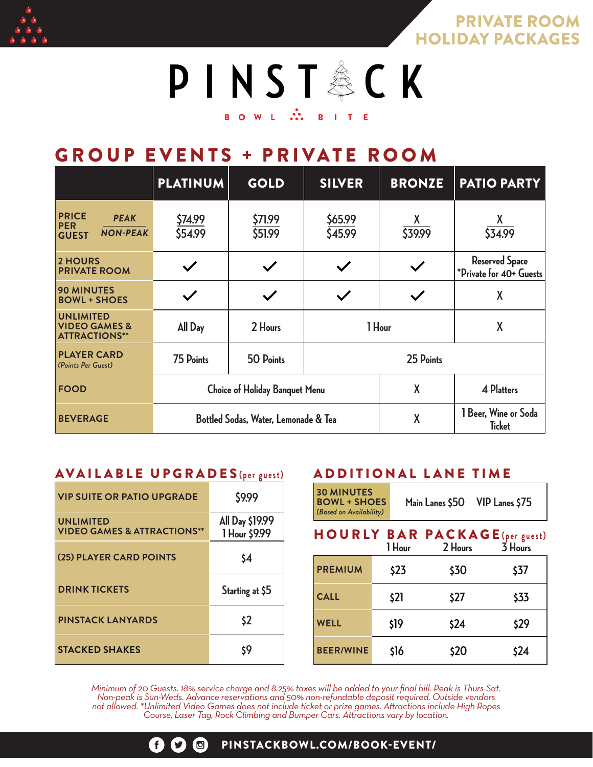# PRIVATE ROOM HOLIDAY PACKAGES

# PINSTACK

BOWL BITE

## GROUP EVENTS + PRIVATE ROOM

| | PLATINUM | GOLD | SILVER | BRONZE | PATIO PARTY |
|---|---|---|---|---|---|
| PRICE PER GUEST — PEAK / NON-PEAK | $74.99 / $54.99 | $71.99 / $51.99 | $65.99 / $45.99 | X / $39.99 | X / $34.99 |
| 2 HOURS PRIVATE ROOM | ✓ | ✓ | ✓ | ✓ | Reserved Space *Private for 40+ Guests |
| 90 MINUTES BOWL + SHOES | ✓ | ✓ | ✓ | ✓ | X |
| UNLIMITED VIDEO GAMES & ATTRACTIONS** | All Day | 2 Hours | 1 Hour | 1 Hour | X |
| PLAYER CARD *(Points Per Guest)* | 75 Points | 50 Points | 25 Points | 25 Points | 25 Points |
| FOOD | Choice of Holiday Banquet Menu | Choice of Holiday Banquet Menu | Choice of Holiday Banquet Menu | X | 4 Platters |
| BEVERAGE | Bottled Sodas, Water, Lemonade & Tea | Bottled Sodas, Water, Lemonade & Tea | Bottled Sodas, Water, Lemonade & Tea | X | 1 Beer, Wine or Soda Ticket |

## AVAILABLE UPGRADES (per guest)

| | |
|---|---|
| VIP SUITE OR PATIO UPGRADE | $9.99 |
| UNLIMITED VIDEO GAMES & ATTRACTIONS** | All Day $19.99 / 1 Hour $9.99 |
| (25) PLAYER CARD POINTS | $4 |
| DRINK TICKETS | Starting at $5 |
| PINSTACK LANYARDS | $2 |
| STACKED SHAKES | $9 |

## ADDITIONAL LANE TIME

| | | |
|---|---|---|
| 30 MINUTES BOWL + SHOES *(Based on Availability)* | Main Lanes $50 | VIP Lanes $75 |

## HOURLY BAR PACKAGE (per guest)

| | 1 Hour | 2 Hours | 3 Hours |
|---|---|---|---|
| PREMIUM | $23 | $30 | $37 |
| CALL | $21 | $27 | $33 |
| WELL | $19 | $24 | $29 |
| BEER/WINE | $16 | $20 | $24 |

*Minimum of 20 Guests. 18% service charge and 8.25% taxes will be added to your final bill. Peak is Thurs-Sat. Non-peak is Sun-Weds. Advance reservations and 50% non-refundable deposit required. Outside vendors not allowed. *Unlimited Video Games does not include ticket or prize games. Attractions include High Ropes Course, Laser Tag, Rock Climbing and Bumper Cars. Attractions vary by location.*

PINSTACKBOWL.COM/BOOK-EVENT/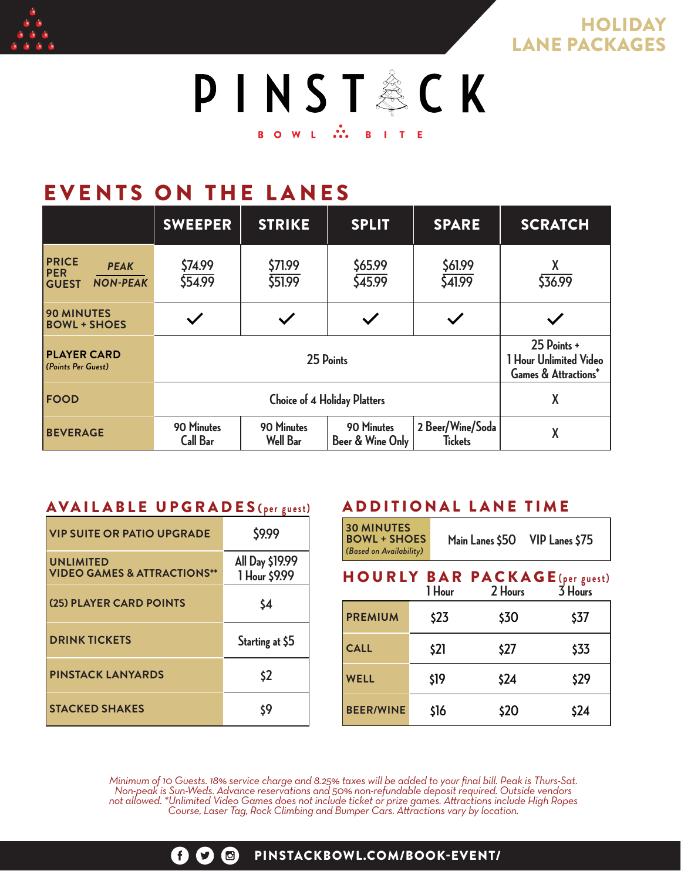# HOLIDAY LANE PACKAGES

# PINSTACK

BOWL BITE

## EVENTS ON THE LANES

| | SWEEPER | STRIKE | SPLIT | SPARE | SCRATCH |
|---|---|---|---|---|---|
| **PRICE PER GUEST** *PEAK* / *NON-PEAK* | $74.99 / $54.99 | $71.99 / $51.99 | $65.99 / $45.99 | $61.99 / $41.99 | X / $36.99 |
| **90 MINUTES BOWL + SHOES** | ✓ | ✓ | ✓ | ✓ | ✓ |
| **PLAYER CARD** *(Points Per Guest)* | 25 Points | | | | 25 Points + 1 Hour Unlimited Video Games & Attractions* |
| **FOOD** | Choice of 4 Holiday Platters | | | | X |
| **BEVERAGE** | 90 Minutes Call Bar | 90 Minutes Well Bar | 90 Minutes Beer & Wine Only | 2 Beer/Wine/Soda Tickets | X |

## AVAILABLE UPGRADES (per guest)

| | |
|---|---|
| VIP SUITE OR PATIO UPGRADE | $9.99 |
| UNLIMITED VIDEO GAMES & ATTRACTIONS** | All Day $19.99 / 1 Hour $9.99 |
| (25) PLAYER CARD POINTS | $4 |
| DRINK TICKETS | Starting at $5 |
| PINSTACK LANYARDS | $2 |
| STACKED SHAKES | $9 |

## ADDITIONAL LANE TIME

| | | |
|---|---|---|
| **30 MINUTES BOWL + SHOES** *(Based on Availability)* | Main Lanes $50 | VIP Lanes $75 |

## HOURLY BAR PACKAGE (per guest)

| | 1 Hour | 2 Hours | 3 Hours |
|---|---|---|---|
| PREMIUM | $23 | $30 | $37 |
| CALL | $21 | $27 | $33 |
| WELL | $19 | $24 | $29 |
| BEER/WINE | $16 | $20 | $24 |

*Minimum of 10 Guests. 18% service charge and 8.25% taxes will be added to your final bill. Peak is Thurs-Sat. Non-peak is Sun-Weds. Advance reservations and 50% non-refundable deposit required. Outside vendors not allowed. *Unlimited Video Games does not include ticket or prize games. Attractions include High Ropes Course, Laser Tag, Rock Climbing and Bumper Cars. Attractions vary by location.*

PINSTACKBOWL.COM/BOOK-EVENT/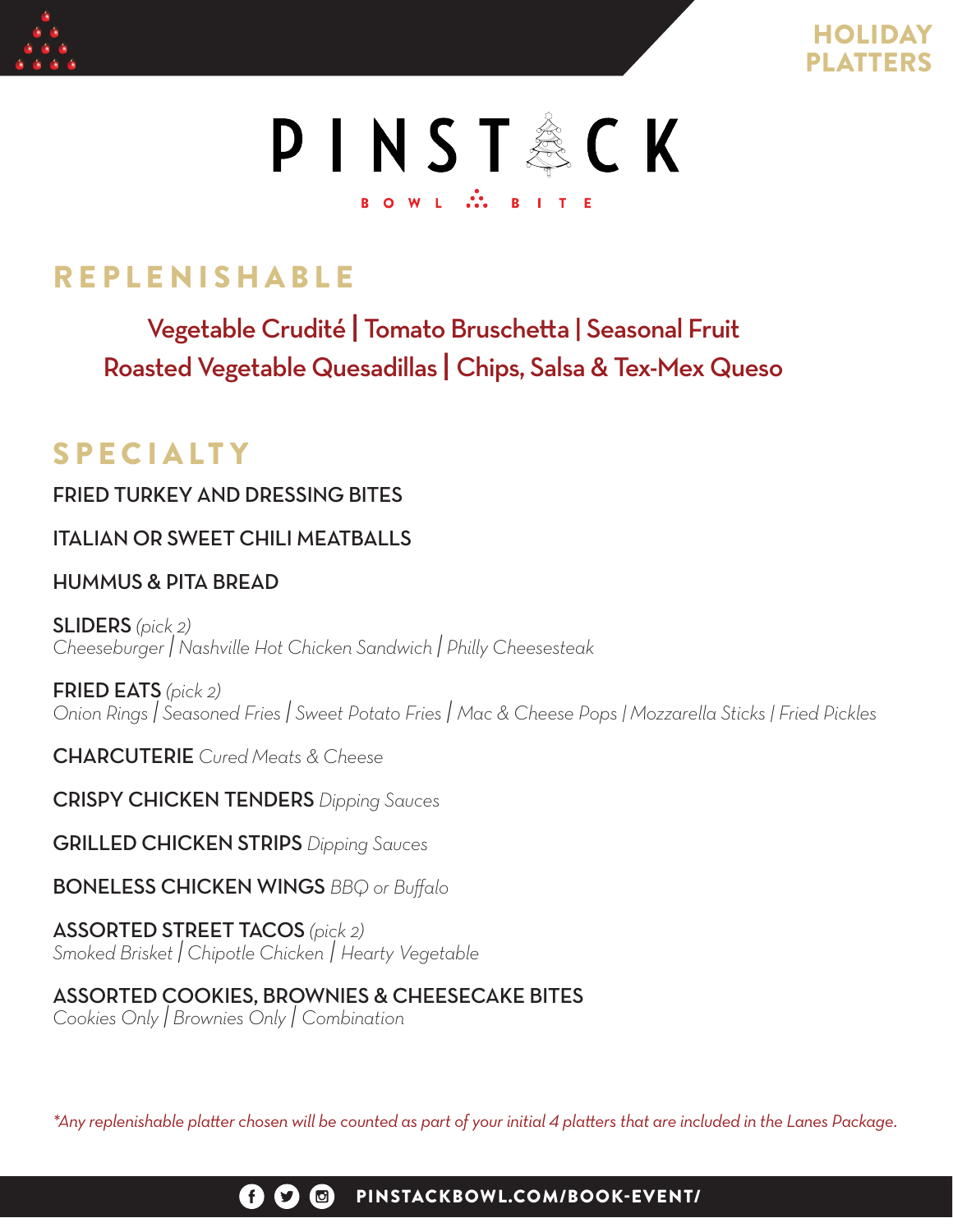HOLIDAY PLATTERS

# PINSTACK

BOWL BITE

## REPLENISHABLE

Vegetable Crudité | Tomato Bruschetta | Seasonal Fruit
Roasted Vegetable Quesadillas | Chips, Salsa & Tex-Mex Queso

## SPECIALTY

**FRIED TURKEY AND DRESSING BITES**

**ITALIAN OR SWEET CHILI MEATBALLS**

**HUMMUS & PITA BREAD**

**SLIDERS** *(pick 2)*
*Cheeseburger | Nashville Hot Chicken Sandwich | Philly Cheesesteak*

**FRIED EATS** *(pick 2)*
*Onion Rings | Seasoned Fries | Sweet Potato Fries | Mac & Cheese Pops | Mozzarella Sticks | Fried Pickles*

**CHARCUTERIE** *Cured Meats & Cheese*

**CRISPY CHICKEN TENDERS** *Dipping Sauces*

**GRILLED CHICKEN STRIPS** *Dipping Sauces*

**BONELESS CHICKEN WINGS** *BBQ or Buffalo*

**ASSORTED STREET TACOS** *(pick 2)*
*Smoked Brisket | Chipotle Chicken | Hearty Vegetable*

**ASSORTED COOKIES, BROWNIES & CHEESECAKE BITES**
*Cookies Only | Brownies Only | Combination*

*\*Any replenishable platter chosen will be counted as part of your initial 4 platters that are included in the Lanes Package.*

PINSTACKBOWL.COM/BOOK-EVENT/